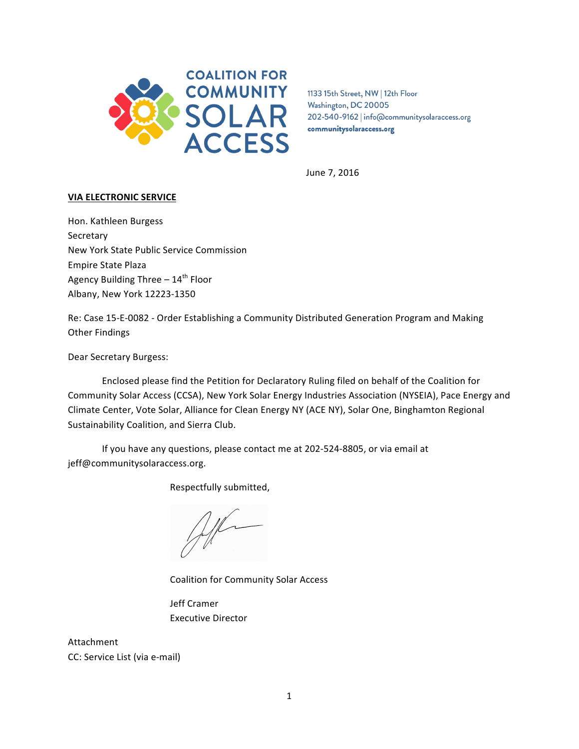COALITION FOR COMMUNITY SOLAR ACCESS

1133 15th Street, NW | 12th Floor
Washington, DC 20005
202-540-9162 | info@communitysolaraccess.org
communitysolaraccess.org

June 7, 2016

**VIA ELECTRONIC SERVICE**

Hon. Kathleen Burgess
Secretary
New York State Public Service Commission
Empire State Plaza
Agency Building Three – 14th Floor
Albany, New York 12223-1350

Re: Case 15-E-0082 - Order Establishing a Community Distributed Generation Program and Making Other Findings

Dear Secretary Burgess:

Enclosed please find the Petition for Declaratory Ruling filed on behalf of the Coalition for Community Solar Access (CCSA), New York Solar Energy Industries Association (NYSEIA), Pace Energy and Climate Center, Vote Solar, Alliance for Clean Energy NY (ACE NY), Solar One, Binghamton Regional Sustainability Coalition, and Sierra Club.

If you have any questions, please contact me at 202-524-8805, or via email at jeff@communitysolaraccess.org.

Respectfully submitted,

Coalition for Community Solar Access

Jeff Cramer
Executive Director

Attachment
CC: Service List (via e-mail)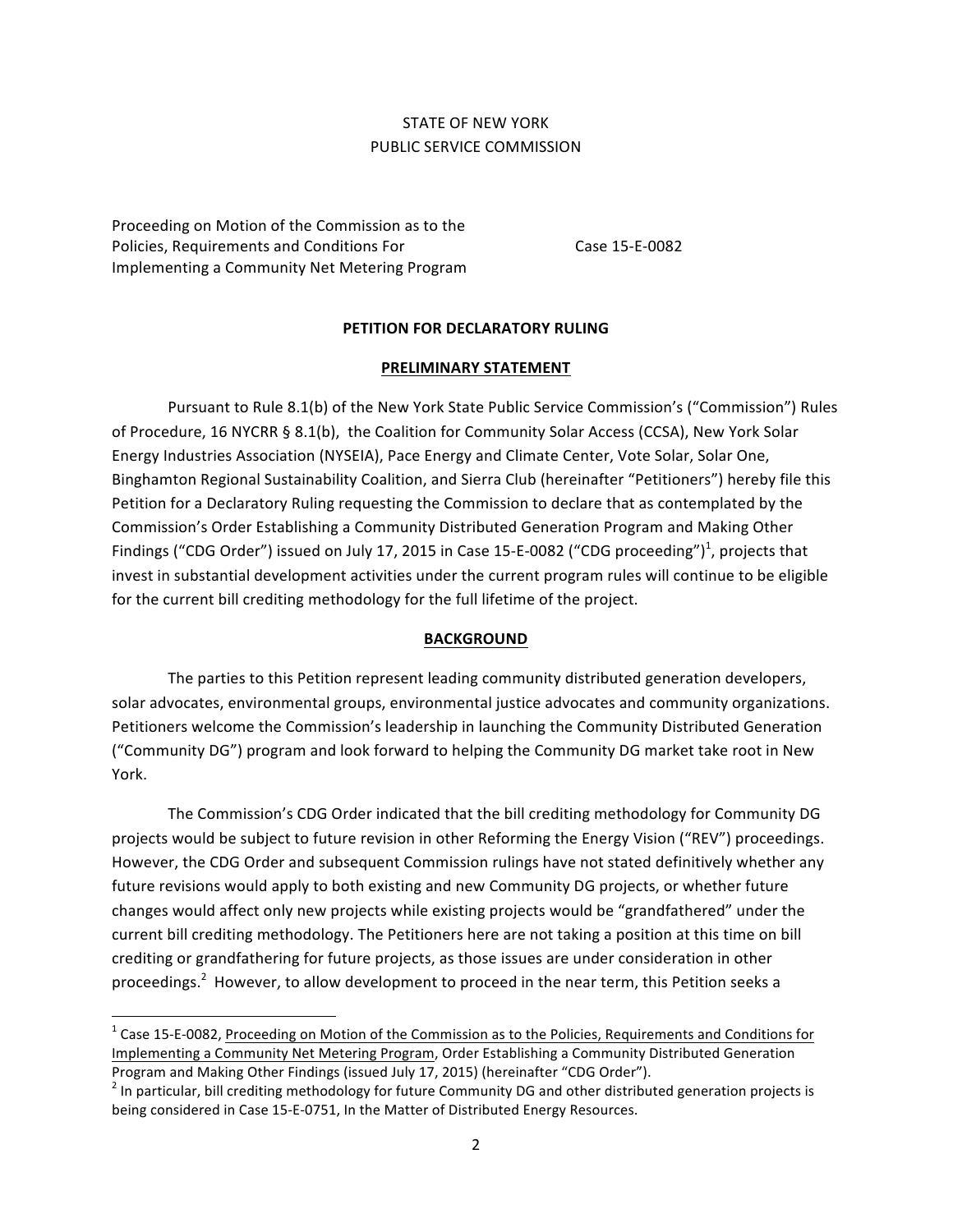STATE OF NEW YORK
PUBLIC SERVICE COMMISSION

Proceeding on Motion of the Commission as to the Policies, Requirements and Conditions For Implementing a Community Net Metering Program

Case 15-E-0082

**PETITION FOR DECLARATORY RULING**

**PRELIMINARY STATEMENT**

Pursuant to Rule 8.1(b) of the New York State Public Service Commission's ("Commission") Rules of Procedure, 16 NYCRR § 8.1(b), the Coalition for Community Solar Access (CCSA), New York Solar Energy Industries Association (NYSEIA), Pace Energy and Climate Center, Vote Solar, Solar One, Binghamton Regional Sustainability Coalition, and Sierra Club (hereinafter "Petitioners") hereby file this Petition for a Declaratory Ruling requesting the Commission to declare that as contemplated by the Commission's Order Establishing a Community Distributed Generation Program and Making Other Findings ("CDG Order") issued on July 17, 2015 in Case 15-E-0082 ("CDG proceeding")[1], projects that invest in substantial development activities under the current program rules will continue to be eligible for the current bill crediting methodology for the full lifetime of the project.

**BACKGROUND**

The parties to this Petition represent leading community distributed generation developers, solar advocates, environmental groups, environmental justice advocates and community organizations. Petitioners welcome the Commission's leadership in launching the Community Distributed Generation ("Community DG") program and look forward to helping the Community DG market take root in New York.

The Commission's CDG Order indicated that the bill crediting methodology for Community DG projects would be subject to future revision in other Reforming the Energy Vision ("REV") proceedings. However, the CDG Order and subsequent Commission rulings have not stated definitively whether any future revisions would apply to both existing and new Community DG projects, or whether future changes would affect only new projects while existing projects would be "grandfathered" under the current bill crediting methodology. The Petitioners here are not taking a position at this time on bill crediting or grandfathering for future projects, as those issues are under consideration in other proceedings.[2] However, to allow development to proceed in the near term, this Petition seeks a

---

[1] Case 15-E-0082, Proceeding on Motion of the Commission as to the Policies, Requirements and Conditions for Implementing a Community Net Metering Program, Order Establishing a Community Distributed Generation Program and Making Other Findings (issued July 17, 2015) (hereinafter "CDG Order").

[2] In particular, bill crediting methodology for future Community DG and other distributed generation projects is being considered in Case 15-E-0751, In the Matter of Distributed Energy Resources.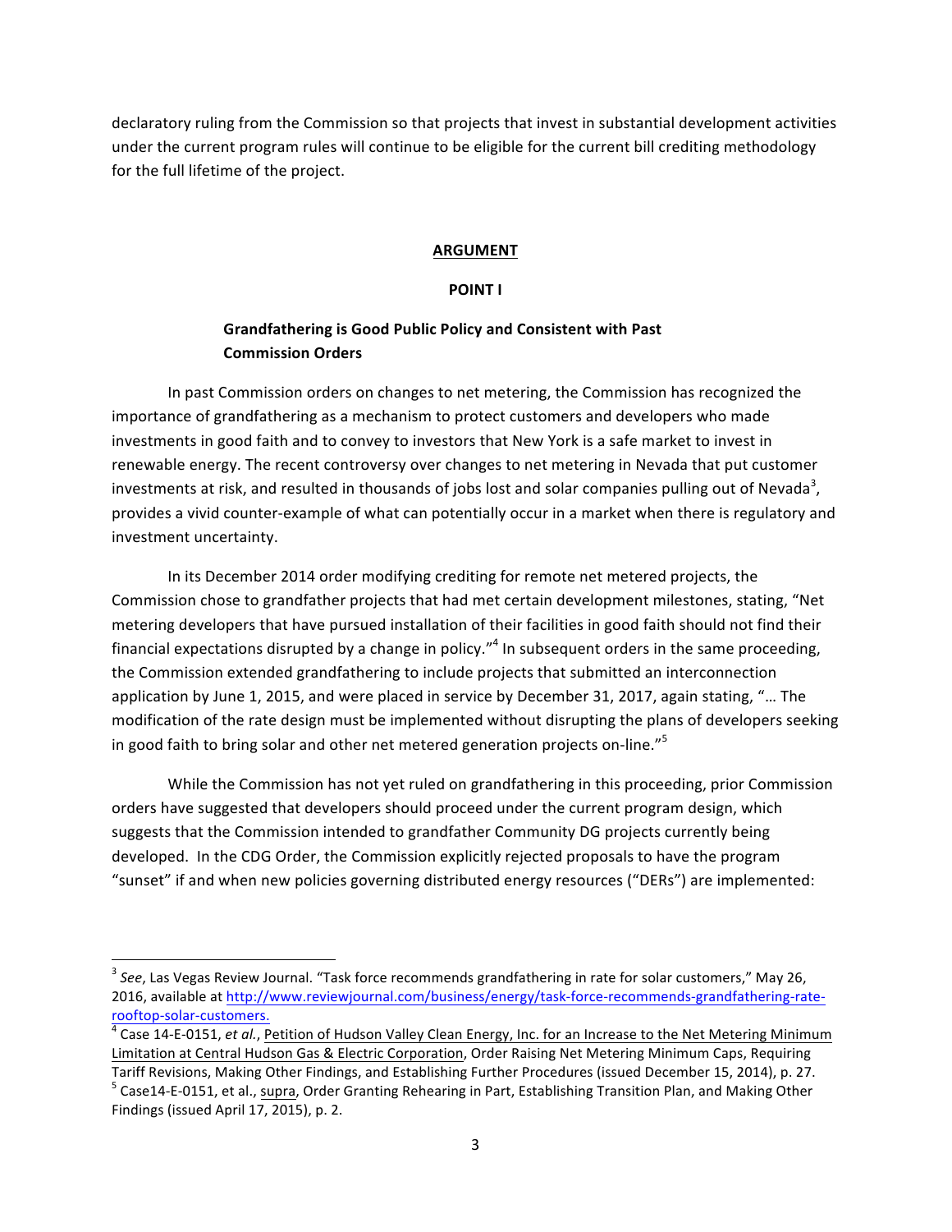declaratory ruling from the Commission so that projects that invest in substantial development activities under the current program rules will continue to be eligible for the current bill crediting methodology for the full lifetime of the project.

## ARGUMENT

### POINT I

### Grandfathering is Good Public Policy and Consistent with Past Commission Orders

In past Commission orders on changes to net metering, the Commission has recognized the importance of grandfathering as a mechanism to protect customers and developers who made investments in good faith and to convey to investors that New York is a safe market to invest in renewable energy. The recent controversy over changes to net metering in Nevada that put customer investments at risk, and resulted in thousands of jobs lost and solar companies pulling out of Nevada[3], provides a vivid counter-example of what can potentially occur in a market when there is regulatory and investment uncertainty.

In its December 2014 order modifying crediting for remote net metered projects, the Commission chose to grandfather projects that had met certain development milestones, stating, "Net metering developers that have pursued installation of their facilities in good faith should not find their financial expectations disrupted by a change in policy."[4] In subsequent orders in the same proceeding, the Commission extended grandfathering to include projects that submitted an interconnection application by June 1, 2015, and were placed in service by December 31, 2017, again stating, "… The modification of the rate design must be implemented without disrupting the plans of developers seeking in good faith to bring solar and other net metered generation projects on-line."[5]

While the Commission has not yet ruled on grandfathering in this proceeding, prior Commission orders have suggested that developers should proceed under the current program design, which suggests that the Commission intended to grandfather Community DG projects currently being developed. In the CDG Order, the Commission explicitly rejected proposals to have the program "sunset" if and when new policies governing distributed energy resources ("DERs") are implemented:

---

[3] *See*, Las Vegas Review Journal. "Task force recommends grandfathering in rate for solar customers," May 26, 2016, available at http://www.reviewjournal.com/business/energy/task-force-recommends-grandfathering-rate-rooftop-solar-customers.

[4] Case 14-E-0151, *et al.*, Petition of Hudson Valley Clean Energy, Inc. for an Increase to the Net Metering Minimum Limitation at Central Hudson Gas & Electric Corporation, Order Raising Net Metering Minimum Caps, Requiring Tariff Revisions, Making Other Findings, and Establishing Further Procedures (issued December 15, 2014), p. 27.

[5] Case14-E-0151, et al., supra, Order Granting Rehearing in Part, Establishing Transition Plan, and Making Other Findings (issued April 17, 2015), p. 2.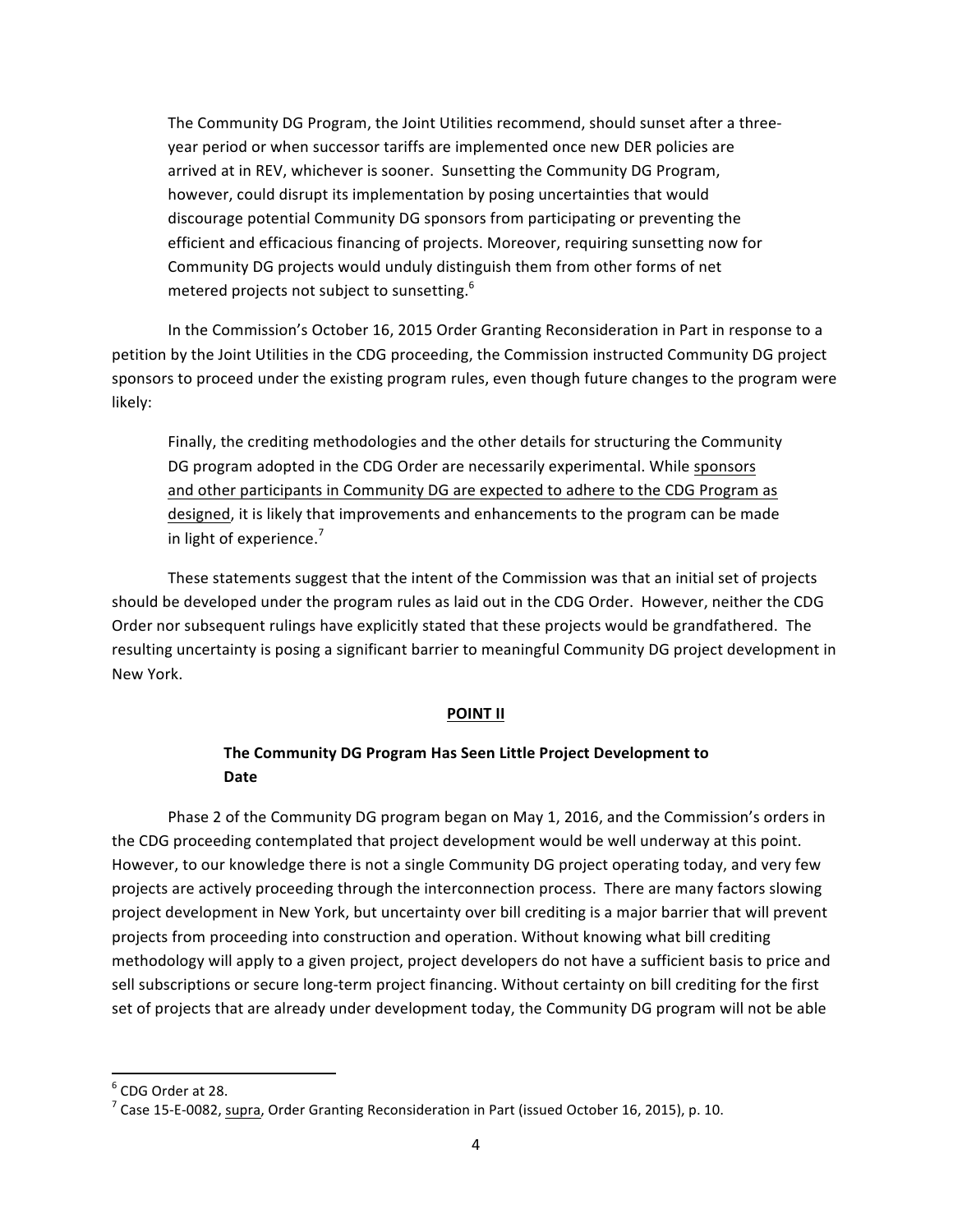> The Community DG Program, the Joint Utilities recommend, should sunset after a three-year period or when successor tariffs are implemented once new DER policies are arrived at in REV, whichever is sooner. Sunsetting the Community DG Program, however, could disrupt its implementation by posing uncertainties that would discourage potential Community DG sponsors from participating or preventing the efficient and efficacious financing of projects. Moreover, requiring sunsetting now for Community DG projects would unduly distinguish them from other forms of net metered projects not subject to sunsetting.[6]

In the Commission's October 16, 2015 Order Granting Reconsideration in Part in response to a petition by the Joint Utilities in the CDG proceeding, the Commission instructed Community DG project sponsors to proceed under the existing program rules, even though future changes to the program were likely:

> Finally, the crediting methodologies and the other details for structuring the Community DG program adopted in the CDG Order are necessarily experimental. While <u>sponsors and other participants in Community DG are expected to adhere to the CDG Program as designed</u>, it is likely that improvements and enhancements to the program can be made in light of experience.[7]

These statements suggest that the intent of the Commission was that an initial set of projects should be developed under the program rules as laid out in the CDG Order. However, neither the CDG Order nor subsequent rulings have explicitly stated that these projects would be grandfathered. The resulting uncertainty is posing a significant barrier to meaningful Community DG project development in New York.

## POINT II

### The Community DG Program Has Seen Little Project Development to Date

Phase 2 of the Community DG program began on May 1, 2016, and the Commission's orders in the CDG proceeding contemplated that project development would be well underway at this point. However, to our knowledge there is not a single Community DG project operating today, and very few projects are actively proceeding through the interconnection process. There are many factors slowing project development in New York, but uncertainty over bill crediting is a major barrier that will prevent projects from proceeding into construction and operation. Without knowing what bill crediting methodology will apply to a given project, project developers do not have a sufficient basis to price and sell subscriptions or secure long-term project financing. Without certainty on bill crediting for the first set of projects that are already under development today, the Community DG program will not be able

---

[6] CDG Order at 28.

[7] Case 15-E-0082, <u>supra</u>, Order Granting Reconsideration in Part (issued October 16, 2015), p. 10.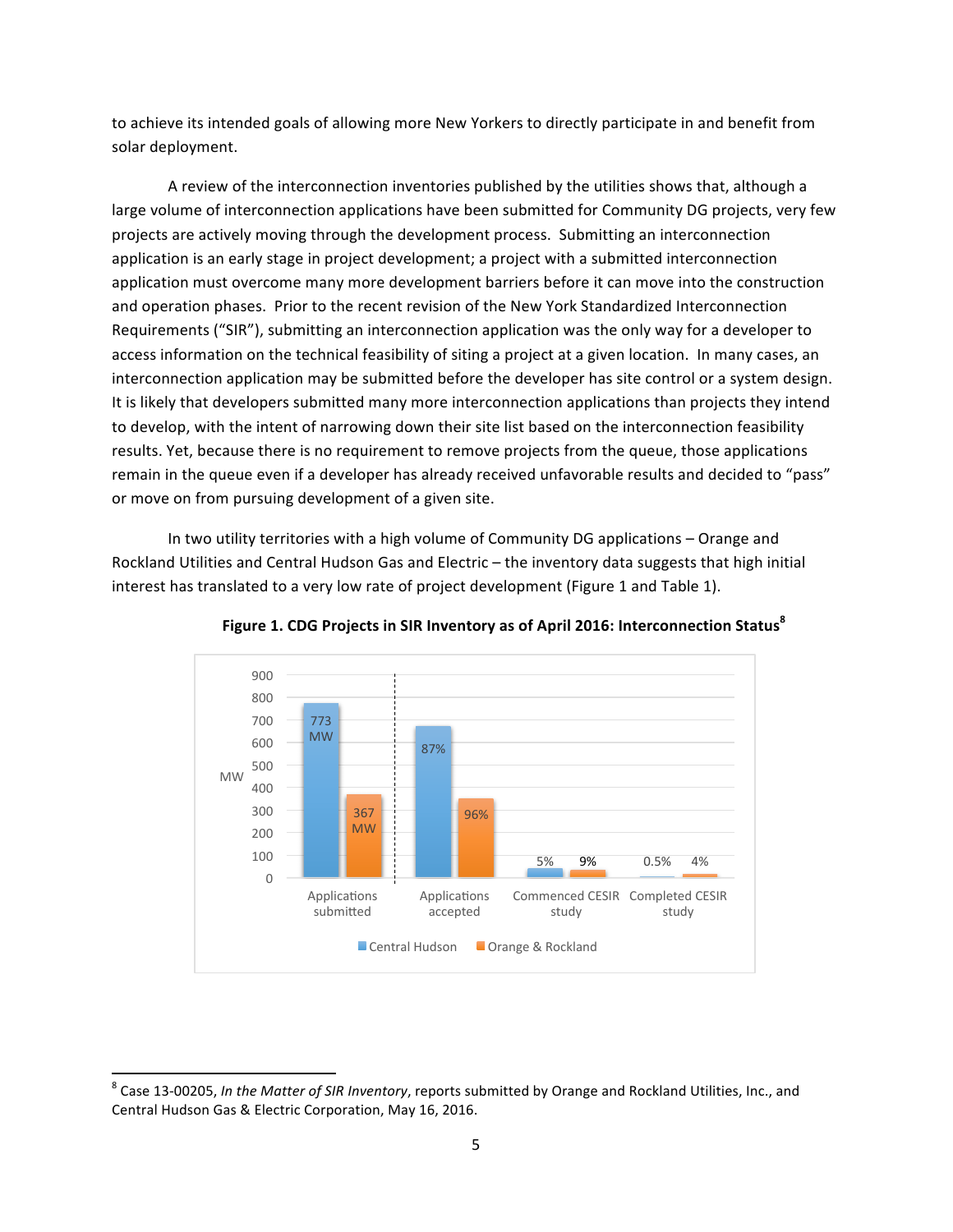to achieve its intended goals of allowing more New Yorkers to directly participate in and benefit from solar deployment.

A review of the interconnection inventories published by the utilities shows that, although a large volume of interconnection applications have been submitted for Community DG projects, very few projects are actively moving through the development process. Submitting an interconnection application is an early stage in project development; a project with a submitted interconnection application must overcome many more development barriers before it can move into the construction and operation phases. Prior to the recent revision of the New York Standardized Interconnection Requirements ("SIR"), submitting an interconnection application was the only way for a developer to access information on the technical feasibility of siting a project at a given location. In many cases, an interconnection application may be submitted before the developer has site control or a system design. It is likely that developers submitted many more interconnection applications than projects they intend to develop, with the intent of narrowing down their site list based on the interconnection feasibility results. Yet, because there is no requirement to remove projects from the queue, those applications remain in the queue even if a developer has already received unfavorable results and decided to "pass" or move on from pursuing development of a given site.

In two utility territories with a high volume of Community DG applications – Orange and Rockland Utilities and Central Hudson Gas and Electric – the inventory data suggests that high initial interest has translated to a very low rate of project development (Figure 1 and Table 1).

**Figure 1. CDG Projects in SIR Inventory as of April 2016: Interconnection Status[8]**

| | Central Hudson | Orange & Rockland |
|---|---|---|
| Applications submitted | 773 MW | 367 MW |
| Applications accepted | 87% | 96% |
| Commenced CESIR study | 5% | 9% |
| Completed CESIR study | 0.5% | 4% |

---

[8] Case 13-00205, *In the Matter of SIR Inventory*, reports submitted by Orange and Rockland Utilities, Inc., and Central Hudson Gas & Electric Corporation, May 16, 2016.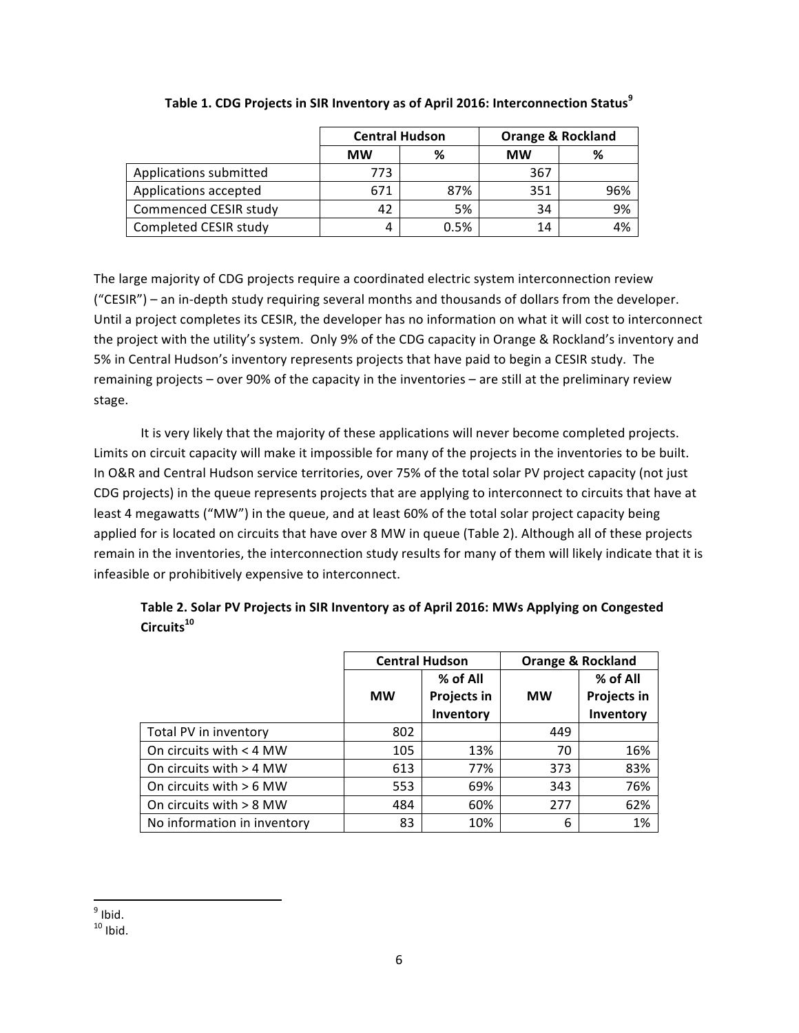**Table 1. CDG Projects in SIR Inventory as of April 2016: Interconnection Status[9]**

| | Central Hudson | | Orange & Rockland | |
|---|---|---|---|---|
| | MW | % | MW | % |
| Applications submitted | 773 | | 367 | |
| Applications accepted | 671 | 87% | 351 | 96% |
| Commenced CESIR study | 42 | 5% | 34 | 9% |
| Completed CESIR study | 4 | 0.5% | 14 | 4% |

The large majority of CDG projects require a coordinated electric system interconnection review ("CESIR") – an in-depth study requiring several months and thousands of dollars from the developer. Until a project completes its CESIR, the developer has no information on what it will cost to interconnect the project with the utility's system. Only 9% of the CDG capacity in Orange & Rockland's inventory and 5% in Central Hudson's inventory represents projects that have paid to begin a CESIR study. The remaining projects – over 90% of the capacity in the inventories – are still at the preliminary review stage.

It is very likely that the majority of these applications will never become completed projects. Limits on circuit capacity will make it impossible for many of the projects in the inventories to be built. In O&R and Central Hudson service territories, over 75% of the total solar PV project capacity (not just CDG projects) in the queue represents projects that are applying to interconnect to circuits that have at least 4 megawatts ("MW") in the queue, and at least 60% of the total solar project capacity being applied for is located on circuits that have over 8 MW in queue (Table 2). Although all of these projects remain in the inventories, the interconnection study results for many of them will likely indicate that it is infeasible or prohibitively expensive to interconnect.

**Table 2. Solar PV Projects in SIR Inventory as of April 2016: MWs Applying on Congested Circuits[10]**

| | Central Hudson | | Orange & Rockland | |
|---|---|---|---|---|
| | MW | % of All Projects in Inventory | MW | % of All Projects in Inventory |
| Total PV in inventory | 802 | | 449 | |
| On circuits with < 4 MW | 105 | 13% | 70 | 16% |
| On circuits with > 4 MW | 613 | 77% | 373 | 83% |
| On circuits with > 6 MW | 553 | 69% | 343 | 76% |
| On circuits with > 8 MW | 484 | 60% | 277 | 62% |
| No information in inventory | 83 | 10% | 6 | 1% |

[9] Ibid.

[10] Ibid.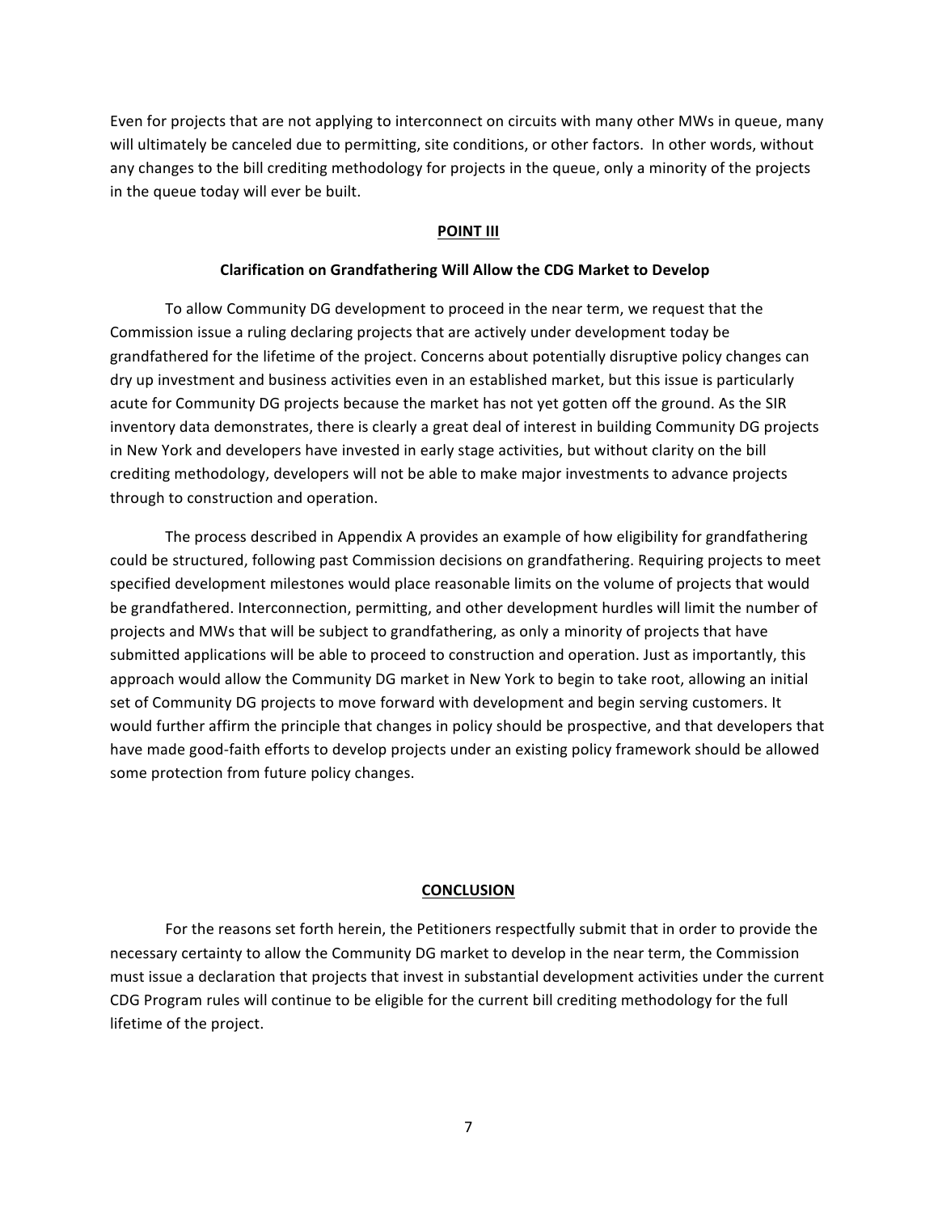Even for projects that are not applying to interconnect on circuits with many other MWs in queue, many will ultimately be canceled due to permitting, site conditions, or other factors. In other words, without any changes to the bill crediting methodology for projects in the queue, only a minority of the projects in the queue today will ever be built.

## POINT III

### Clarification on Grandfathering Will Allow the CDG Market to Develop

To allow Community DG development to proceed in the near term, we request that the Commission issue a ruling declaring projects that are actively under development today be grandfathered for the lifetime of the project. Concerns about potentially disruptive policy changes can dry up investment and business activities even in an established market, but this issue is particularly acute for Community DG projects because the market has not yet gotten off the ground. As the SIR inventory data demonstrates, there is clearly a great deal of interest in building Community DG projects in New York and developers have invested in early stage activities, but without clarity on the bill crediting methodology, developers will not be able to make major investments to advance projects through to construction and operation.

The process described in Appendix A provides an example of how eligibility for grandfathering could be structured, following past Commission decisions on grandfathering. Requiring projects to meet specified development milestones would place reasonable limits on the volume of projects that would be grandfathered. Interconnection, permitting, and other development hurdles will limit the number of projects and MWs that will be subject to grandfathering, as only a minority of projects that have submitted applications will be able to proceed to construction and operation. Just as importantly, this approach would allow the Community DG market in New York to begin to take root, allowing an initial set of Community DG projects to move forward with development and begin serving customers. It would further affirm the principle that changes in policy should be prospective, and that developers that have made good-faith efforts to develop projects under an existing policy framework should be allowed some protection from future policy changes.

## CONCLUSION

For the reasons set forth herein, the Petitioners respectfully submit that in order to provide the necessary certainty to allow the Community DG market to develop in the near term, the Commission must issue a declaration that projects that invest in substantial development activities under the current CDG Program rules will continue to be eligible for the current bill crediting methodology for the full lifetime of the project.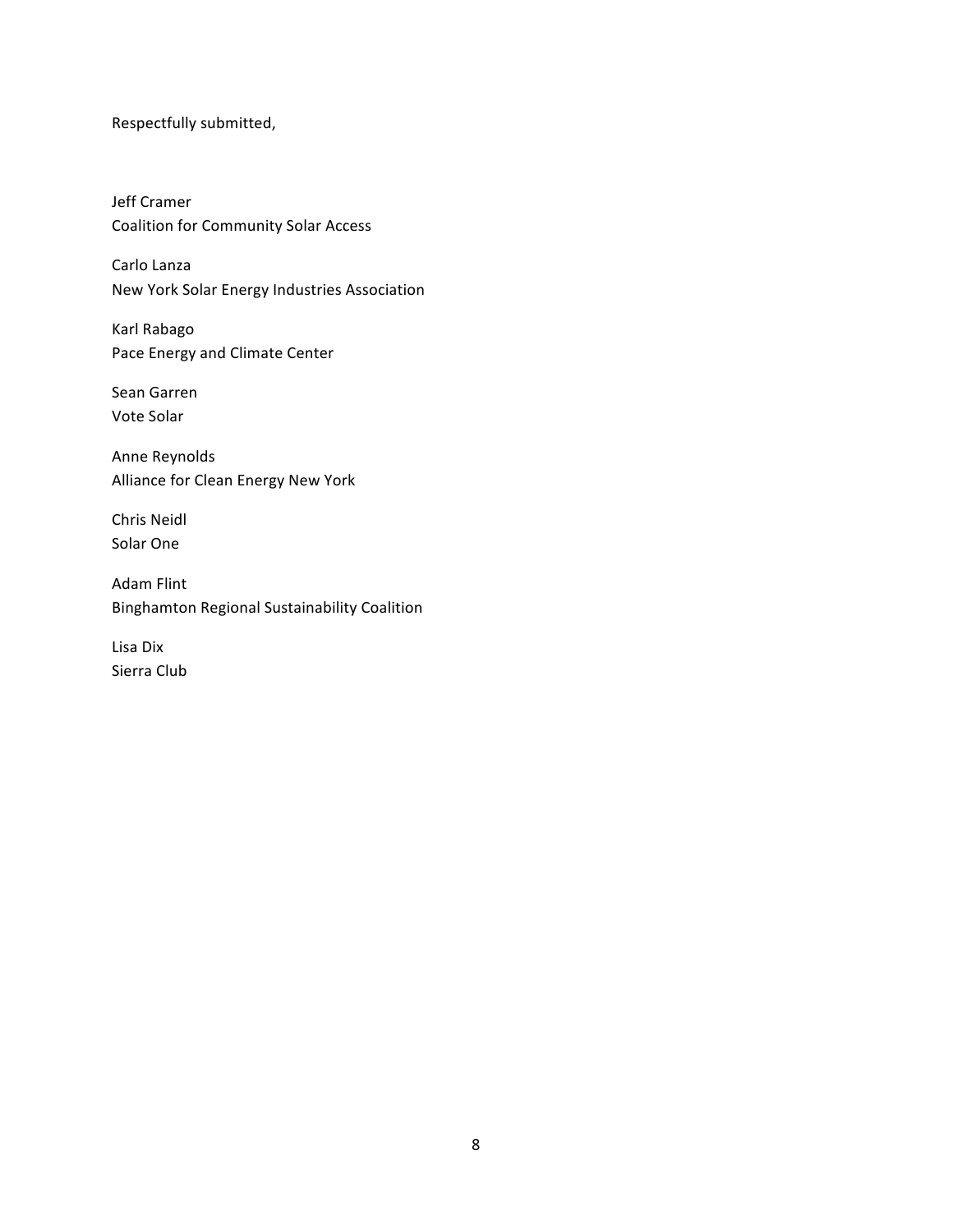Respectfully submitted,

Jeff Cramer
Coalition for Community Solar Access

Carlo Lanza
New York Solar Energy Industries Association

Karl Rabago
Pace Energy and Climate Center

Sean Garren
Vote Solar

Anne Reynolds
Alliance for Clean Energy New York

Chris Neidl
Solar One

Adam Flint
Binghamton Regional Sustainability Coalition

Lisa Dix
Sierra Club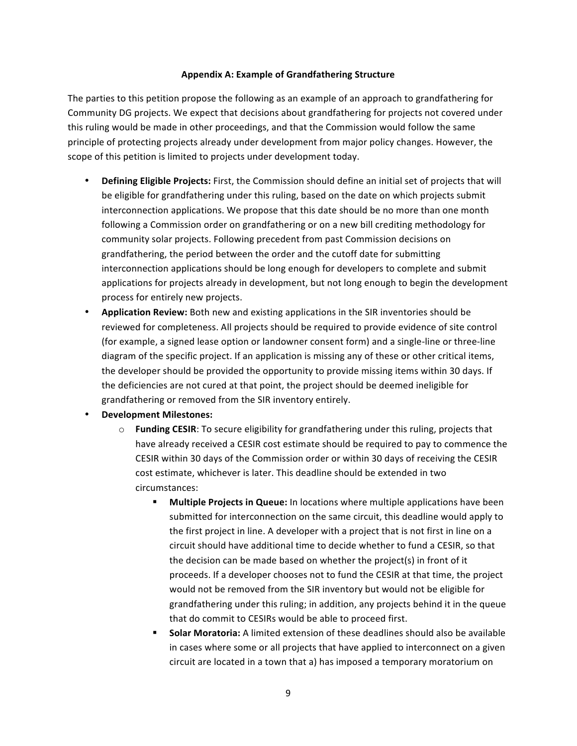**Appendix A: Example of Grandfathering Structure**

The parties to this petition propose the following as an example of an approach to grandfathering for Community DG projects. We expect that decisions about grandfathering for projects not covered under this ruling would be made in other proceedings, and that the Commission would follow the same principle of protecting projects already under development from major policy changes. However, the scope of this petition is limited to projects under development today.

- **Defining Eligible Projects:** First, the Commission should define an initial set of projects that will be eligible for grandfathering under this ruling, based on the date on which projects submit interconnection applications. We propose that this date should be no more than one month following a Commission order on grandfathering or on a new bill crediting methodology for community solar projects. Following precedent from past Commission decisions on grandfathering, the period between the order and the cutoff date for submitting interconnection applications should be long enough for developers to complete and submit applications for projects already in development, but not long enough to begin the development process for entirely new projects.
- **Application Review:** Both new and existing applications in the SIR inventories should be reviewed for completeness. All projects should be required to provide evidence of site control (for example, a signed lease option or landowner consent form) and a single-line or three-line diagram of the specific project. If an application is missing any of these or other critical items, the developer should be provided the opportunity to provide missing items within 30 days. If the deficiencies are not cured at that point, the project should be deemed ineligible for grandfathering or removed from the SIR inventory entirely.
- **Development Milestones:**
  - **Funding CESIR**: To secure eligibility for grandfathering under this ruling, projects that have already received a CESIR cost estimate should be required to pay to commence the CESIR within 30 days of the Commission order or within 30 days of receiving the CESIR cost estimate, whichever is later. This deadline should be extended in two circumstances:
    - **Multiple Projects in Queue:** In locations where multiple applications have been submitted for interconnection on the same circuit, this deadline would apply to the first project in line. A developer with a project that is not first in line on a circuit should have additional time to decide whether to fund a CESIR, so that the decision can be made based on whether the project(s) in front of it proceeds. If a developer chooses not to fund the CESIR at that time, the project would not be removed from the SIR inventory but would not be eligible for grandfathering under this ruling; in addition, any projects behind it in the queue that do commit to CESIRs would be able to proceed first.
    - **Solar Moratoria:** A limited extension of these deadlines should also be available in cases where some or all projects that have applied to interconnect on a given circuit are located in a town that a) has imposed a temporary moratorium on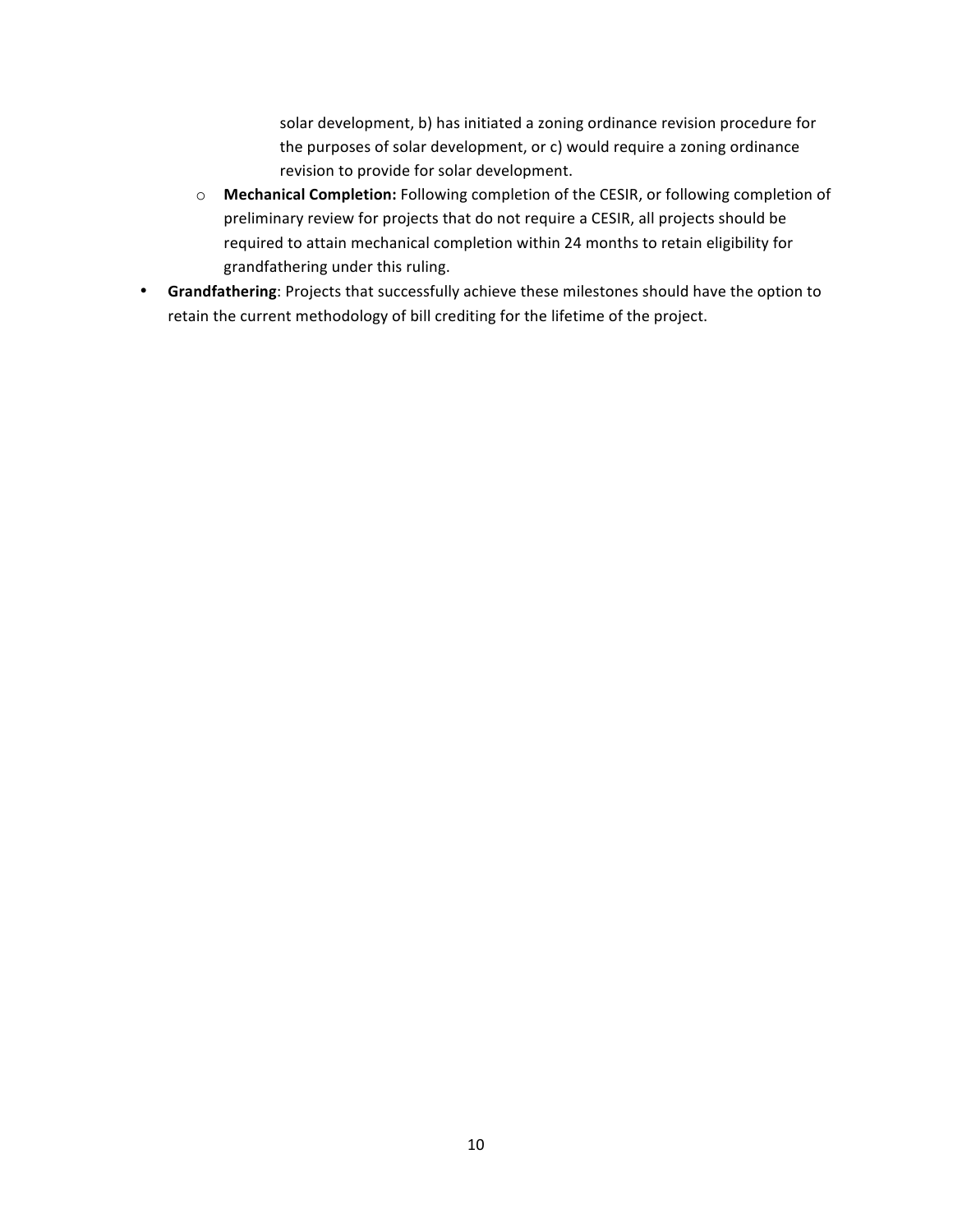solar development, b) has initiated a zoning ordinance revision procedure for the purposes of solar development, or c) would require a zoning ordinance revision to provide for solar development.

  - **Mechanical Completion:** Following completion of the CESIR, or following completion of preliminary review for projects that do not require a CESIR, all projects should be required to attain mechanical completion within 24 months to retain eligibility for grandfathering under this ruling.

- **Grandfathering**: Projects that successfully achieve these milestones should have the option to retain the current methodology of bill crediting for the lifetime of the project.